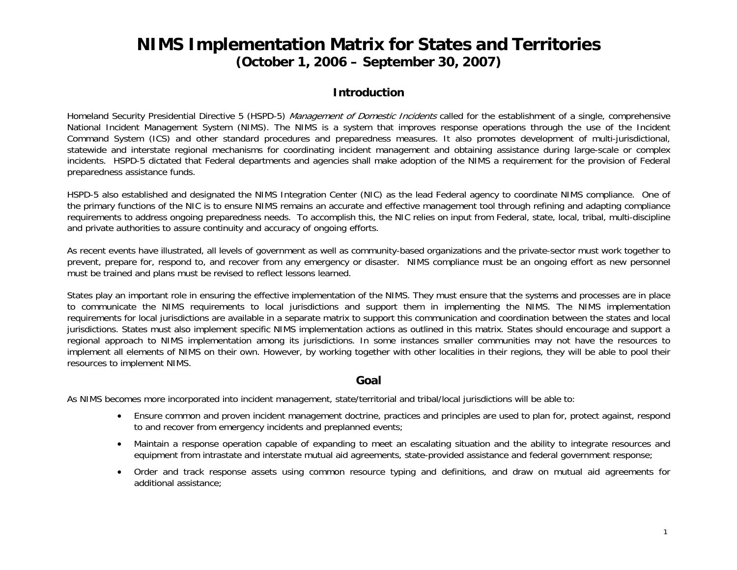# NIMS Implementation Matrix for States and Territories
## (October 1, 2006 – September 30, 2007)

### Introduction

Homeland Security Presidential Directive 5 (HSPD-5) *Management of Domestic Incidents* called for the establishment of a single, comprehensive National Incident Management System (NIMS). The NIMS is a system that improves response operations through the use of the Incident Command System (ICS) and other standard procedures and preparedness measures. It also promotes development of multi-jurisdictional, statewide and interstate regional mechanisms for coordinating incident management and obtaining assistance during large-scale or complex incidents. HSPD-5 dictated that Federal departments and agencies shall make adoption of the NIMS a requirement for the provision of Federal preparedness assistance funds.

HSPD-5 also established and designated the NIMS Integration Center (NIC) as the lead Federal agency to coordinate NIMS compliance. One of the primary functions of the NIC is to ensure NIMS remains an accurate and effective management tool through refining and adapting compliance requirements to address ongoing preparedness needs. To accomplish this, the NIC relies on input from Federal, state, local, tribal, multi-discipline and private authorities to assure continuity and accuracy of ongoing efforts.

As recent events have illustrated, all levels of government as well as community-based organizations and the private-sector must work together to prevent, prepare for, respond to, and recover from any emergency or disaster. NIMS compliance must be an ongoing effort as new personnel must be trained and plans must be revised to reflect lessons learned.

States play an important role in ensuring the effective implementation of the NIMS. They must ensure that the systems and processes are in place to communicate the NIMS requirements to local jurisdictions and support them in implementing the NIMS. The NIMS implementation requirements for local jurisdictions are available in a separate matrix to support this communication and coordination between the states and local jurisdictions. States must also implement specific NIMS implementation actions as outlined in this matrix. States should encourage and support a regional approach to NIMS implementation among its jurisdictions. In some instances smaller communities may not have the resources to implement all elements of NIMS on their own. However, by working together with other localities in their regions, they will be able to pool their resources to implement NIMS.

### Goal

As NIMS becomes more incorporated into incident management, state/territorial and tribal/local jurisdictions will be able to:

- Ensure common and proven incident management doctrine, practices and principles are used to plan for, protect against, respond to and recover from emergency incidents and preplanned events;
- Maintain a response operation capable of expanding to meet an escalating situation and the ability to integrate resources and equipment from intrastate and interstate mutual aid agreements, state-provided assistance and federal government response;
- Order and track response assets using common resource typing and definitions, and draw on mutual aid agreements for additional assistance;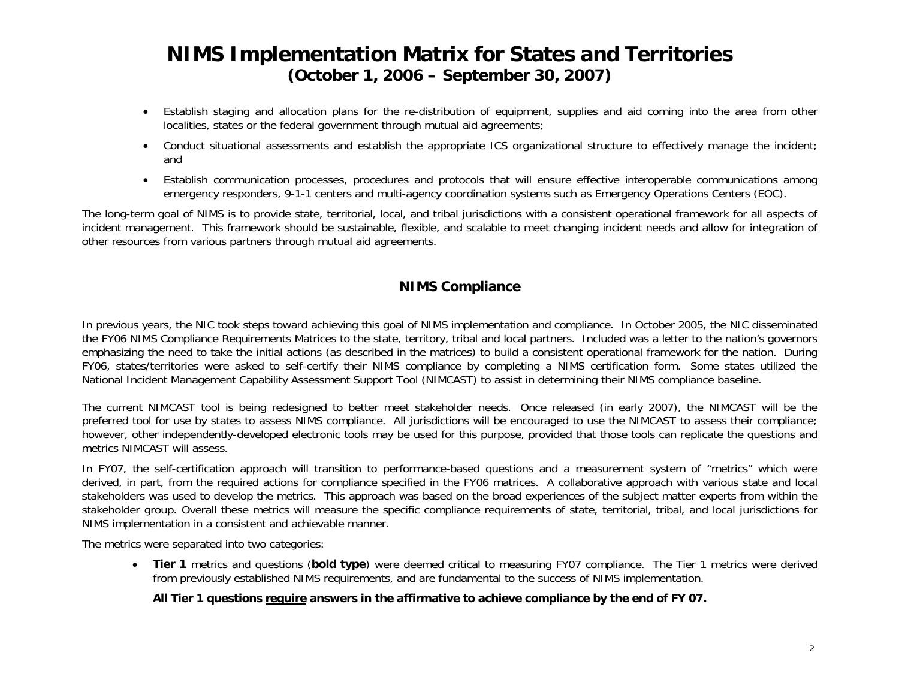# NIMS Implementation Matrix for States and Territories
## (October 1, 2006 – September 30, 2007)

- Establish staging and allocation plans for the re-distribution of equipment, supplies and aid coming into the area from other localities, states or the federal government through mutual aid agreements;
- Conduct situational assessments and establish the appropriate ICS organizational structure to effectively manage the incident; and
- Establish communication processes, procedures and protocols that will ensure effective interoperable communications among emergency responders, 9-1-1 centers and multi-agency coordination systems such as Emergency Operations Centers (EOC).

The long-term goal of NIMS is to provide state, territorial, local, and tribal jurisdictions with a consistent operational framework for all aspects of incident management. This framework should be sustainable, flexible, and scalable to meet changing incident needs and allow for integration of other resources from various partners through mutual aid agreements.

### NIMS Compliance

In previous years, the NIC took steps toward achieving this goal of NIMS implementation and compliance. In October 2005, the NIC disseminated the FY06 NIMS Compliance Requirements Matrices to the state, territory, tribal and local partners. Included was a letter to the nation's governors emphasizing the need to take the initial actions (as described in the matrices) to build a consistent operational framework for the nation. During FY06, states/territories were asked to self-certify their NIMS compliance by completing a NIMS certification form. Some states utilized the National Incident Management Capability Assessment Support Tool (NIMCAST) to assist in determining their NIMS compliance baseline.

The current NIMCAST tool is being redesigned to better meet stakeholder needs. Once released (in early 2007), the NIMCAST will be the preferred tool for use by states to assess NIMS compliance. All jurisdictions will be encouraged to use the NIMCAST to assess their compliance; however, other independently-developed electronic tools may be used for this purpose, provided that those tools can replicate the questions and metrics NIMCAST will assess.

In FY07, the self-certification approach will transition to performance-based questions and a measurement system of "metrics" which were derived, in part, from the required actions for compliance specified in the FY06 matrices. A collaborative approach with various state and local stakeholders was used to develop the metrics. This approach was based on the broad experiences of the subject matter experts from within the stakeholder group. Overall these metrics will measure the specific compliance requirements of state, territorial, tribal, and local jurisdictions for NIMS implementation in a consistent and achievable manner.

The metrics were separated into two categories:

- **Tier 1** metrics and questions (**bold type**) were deemed critical to measuring FY07 compliance. The Tier 1 metrics were derived from previously established NIMS requirements, and are fundamental to the success of NIMS implementation.

  **All Tier 1 questions <u>require</u> answers in the affirmative to achieve compliance by the end of FY 07.**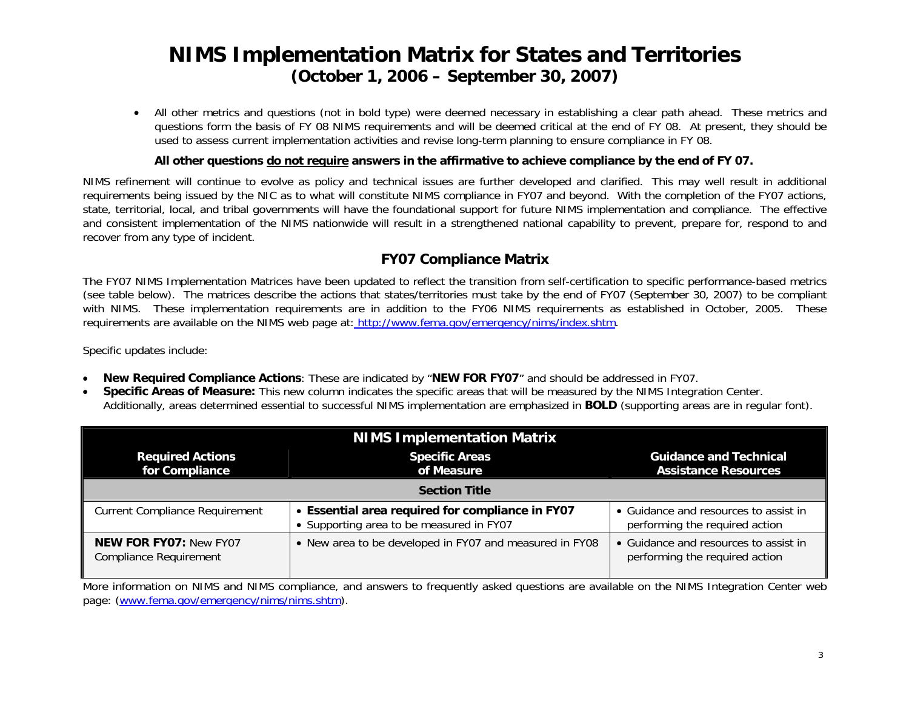# NIMS Implementation Matrix for States and Territories
## (October 1, 2006 – September 30, 2007)

- All other metrics and questions (not in bold type) were deemed necessary in establishing a clear path ahead. These metrics and questions form the basis of FY 08 NIMS requirements and will be deemed critical at the end of FY 08. At present, they should be used to assess current implementation activities and revise long-term planning to ensure compliance in FY 08.

**All other questions do not require answers in the affirmative to achieve compliance by the end of FY 07.**

NIMS refinement will continue to evolve as policy and technical issues are further developed and clarified. This may well result in additional requirements being issued by the NIC as to what will constitute NIMS compliance in FY07 and beyond. With the completion of the FY07 actions, state, territorial, local, and tribal governments will have the foundational support for future NIMS implementation and compliance. The effective and consistent implementation of the NIMS nationwide will result in a strengthened national capability to prevent, prepare for, respond to and recover from any type of incident.

## FY07 Compliance Matrix

The FY07 NIMS Implementation Matrices have been updated to reflect the transition from self-certification to specific performance-based metrics (see table below). The matrices describe the actions that states/territories must take by the end of FY07 (September 30, 2007) to be compliant with NIMS. These implementation requirements are in addition to the FY06 NIMS requirements as established in October, 2005. These requirements are available on the NIMS web page at: http://www.fema.gov/emergency/nims/index.shtm.

Specific updates include:

- **New Required Compliance Actions**: These are indicated by "**NEW FOR FY07**" and should be addressed in FY07.
- **Specific Areas of Measure:** This new column indicates the specific areas that will be measured by the NIMS Integration Center. Additionally, areas determined essential to successful NIMS implementation are emphasized in **BOLD** (supporting areas are in regular font).

| **NIMS Implementation Matrix** | | |
|---|---|---|
| **Required Actions for Compliance** | **Specific Areas of Measure** | **Guidance and Technical Assistance Resources** |
| **Section Title** | | |
| Current Compliance Requirement | • **Essential area required for compliance in FY07**<br>• Supporting area to be measured in FY07 | • Guidance and resources to assist in performing the required action |
| **NEW FOR FY07:** New FY07 Compliance Requirement | • New area to be developed in FY07 and measured in FY08 | • Guidance and resources to assist in performing the required action |

More information on NIMS and NIMS compliance, and answers to frequently asked questions are available on the NIMS Integration Center web page: (www.fema.gov/emergency/nims/nims.shtm).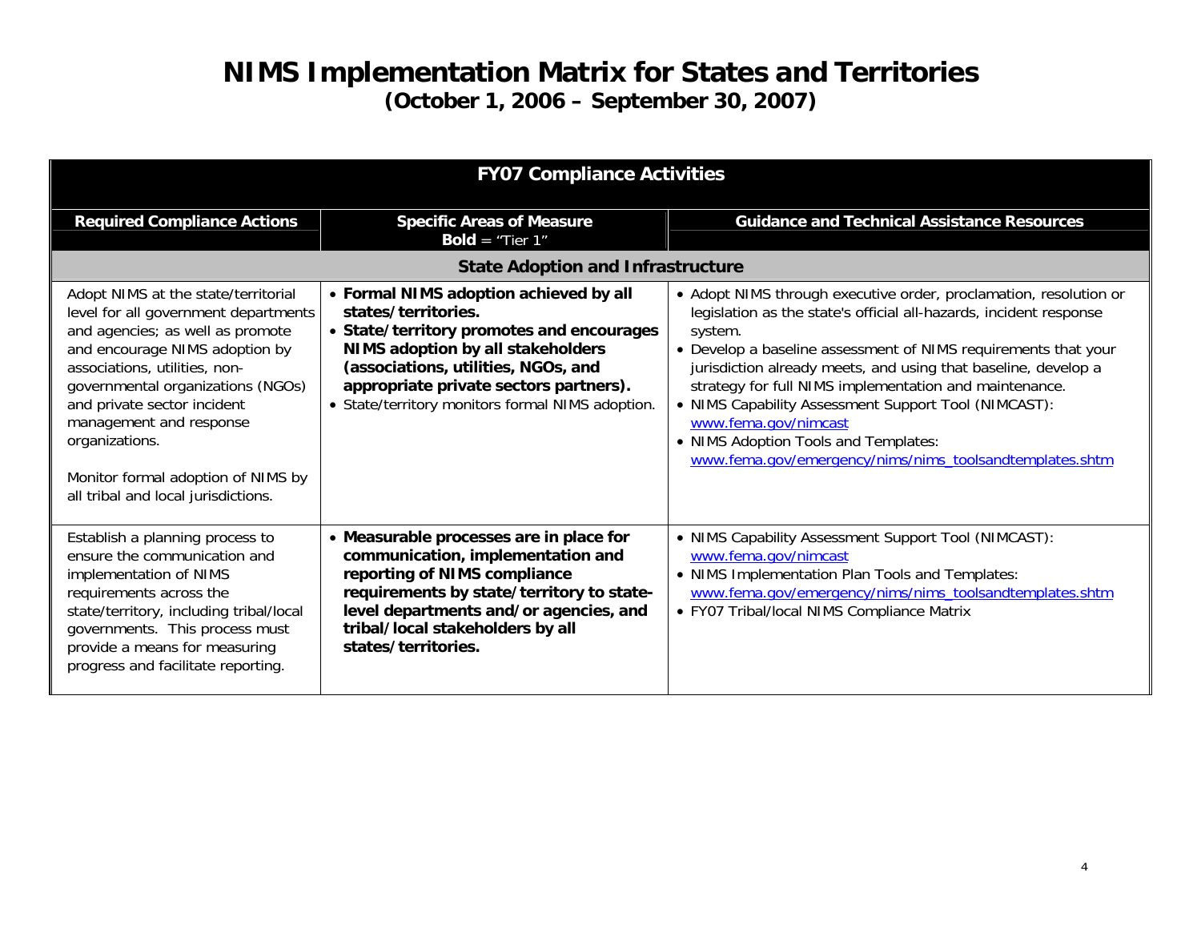# NIMS Implementation Matrix for States and Territories

**(October 1, 2006 – September 30, 2007)**

| FY07 Compliance Activities | | |
|---|---|---|
| **Required Compliance Actions** | **Specific Areas of Measure**<br>**Bold** = "Tier 1" | **Guidance and Technical Assistance Resources** |
| **State Adoption and Infrastructure** | | |
| Adopt NIMS at the state/territorial level for all government departments and agencies; as well as promote and encourage NIMS adoption by associations, utilities, non-governmental organizations (NGOs) and private sector incident management and response organizations.<br><br>Monitor formal adoption of NIMS by all tribal and local jurisdictions. | • **Formal NIMS adoption achieved by all states/territories.**<br>• **State/territory promotes and encourages NIMS adoption by all stakeholders (associations, utilities, NGOs, and appropriate private sectors partners).**<br>• State/territory monitors formal NIMS adoption. | • Adopt NIMS through executive order, proclamation, resolution or legislation as the state's official all-hazards, incident response system.<br>• Develop a baseline assessment of NIMS requirements that your jurisdiction already meets, and using that baseline, develop a strategy for full NIMS implementation and maintenance.<br>• NIMS Capability Assessment Support Tool (NIMCAST): www.fema.gov/nimcast<br>• NIMS Adoption Tools and Templates: www.fema.gov/emergency/nims/nims_toolsandtemplates.shtm |
| Establish a planning process to ensure the communication and implementation of NIMS requirements across the state/territory, including tribal/local governments. This process must provide a means for measuring progress and facilitate reporting. | • **Measurable processes are in place for communication, implementation and reporting of NIMS compliance requirements by state/territory to state-level departments and/or agencies, and tribal/local stakeholders by all states/territories.** | • NIMS Capability Assessment Support Tool (NIMCAST): www.fema.gov/nimcast<br>• NIMS Implementation Plan Tools and Templates: www.fema.gov/emergency/nims/nims_toolsandtemplates.shtm<br>• FY07 Tribal/local NIMS Compliance Matrix |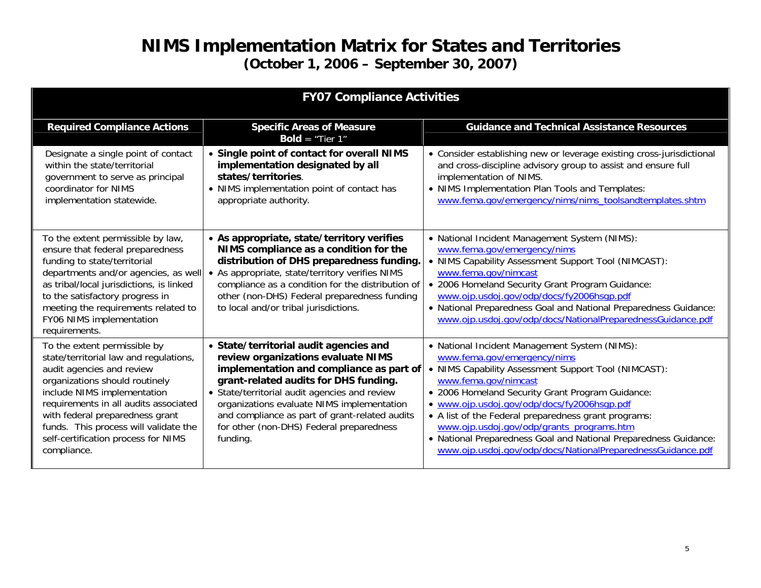# NIMS Implementation Matrix for States and Territories

**(October 1, 2006 – September 30, 2007)**

| FY07 Compliance Activities | | |
|---|---|---|
| **Required Compliance Actions** | **Specific Areas of Measure**<br>**Bold** = "Tier 1" | **Guidance and Technical Assistance Resources** |
| Designate a single point of contact within the state/territorial government to serve as principal coordinator for NIMS implementation statewide. | • **Single point of contact for overall NIMS implementation designated by all states/territories**.<br>• NIMS implementation point of contact has appropriate authority. | • Consider establishing new or leverage existing cross-jurisdictional and cross-discipline advisory group to assist and ensure full implementation of NIMS.<br>• NIMS Implementation Plan Tools and Templates: www.fema.gov/emergency/nims/nims_toolsandtemplates.shtm |
| To the extent permissible by law, ensure that federal preparedness funding to state/territorial departments and/or agencies, as well as tribal/local jurisdictions, is linked to the satisfactory progress in meeting the requirements related to FY06 NIMS implementation requirements. | • **As appropriate, state/territory verifies NIMS compliance as a condition for the distribution of DHS preparedness funding.**<br>• As appropriate, state/territory verifies NIMS compliance as a condition for the distribution of other (non-DHS) Federal preparedness funding to local and/or tribal jurisdictions. | • National Incident Management System (NIMS): www.fema.gov/emergency/nims<br>• NIMS Capability Assessment Support Tool (NIMCAST): www.fema.gov/nimcast<br>• 2006 Homeland Security Grant Program Guidance: www.ojp.usdoj.gov/odp/docs/fy2006hsgp.pdf<br>• National Preparedness Goal and National Preparedness Guidance: www.ojp.usdoj.gov/odp/docs/NationalPreparednessGuidance.pdf |
| To the extent permissible by state/territorial law and regulations, audit agencies and review organizations should routinely include NIMS implementation requirements in all audits associated with federal preparedness grant funds. This process will validate the self-certification process for NIMS compliance. | • **State/territorial audit agencies and review organizations evaluate NIMS implementation and compliance as part of grant-related audits for DHS funding.**<br>• State/territorial audit agencies and review organizations evaluate NIMS implementation and compliance as part of grant-related audits for other (non-DHS) Federal preparedness funding. | • National Incident Management System (NIMS): www.fema.gov/emergency/nims<br>• NIMS Capability Assessment Support Tool (NIMCAST): www.fema.gov/nimcast<br>• 2006 Homeland Security Grant Program Guidance:<br>• www.ojp.usdoj.gov/odp/docs/fy2006hsgp.pdf<br>• A list of the Federal preparedness grant programs: www.ojp.usdoj.gov/odp/grants_programs.htm<br>• National Preparedness Goal and National Preparedness Guidance: www.ojp.usdoj.gov/odp/docs/NationalPreparednessGuidance.pdf |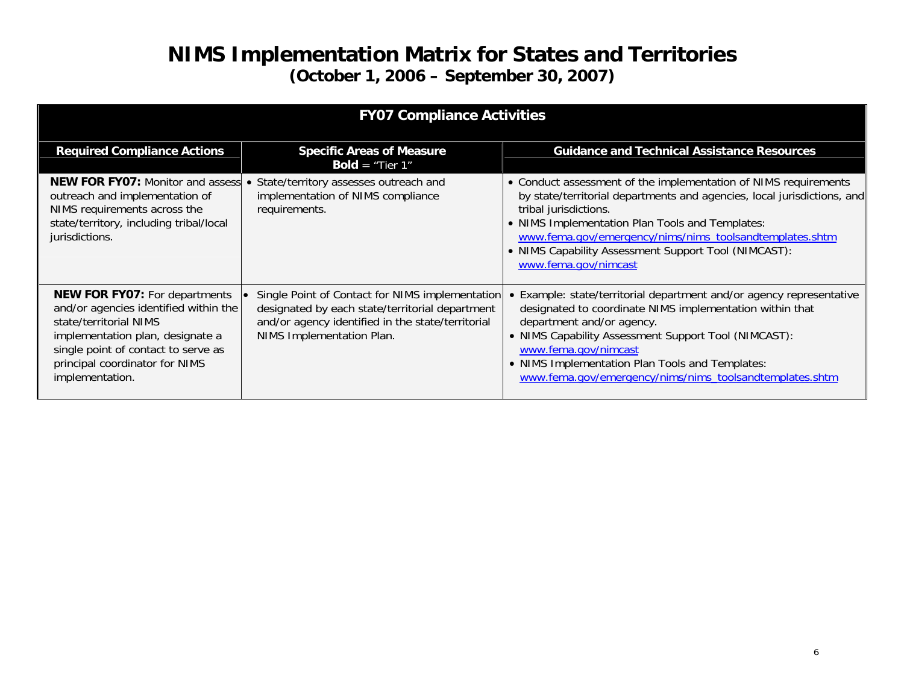# NIMS Implementation Matrix for States and Territories

## (October 1, 2006 – September 30, 2007)

| FY07 Compliance Activities | | |
|---|---|---|
| **Required Compliance Actions** | **Specific Areas of Measure**<br>**Bold** = "Tier 1" | **Guidance and Technical Assistance Resources** |
| **NEW FOR FY07:** Monitor and assess outreach and implementation of NIMS requirements across the state/territory, including tribal/local jurisdictions. | • State/territory assesses outreach and implementation of NIMS compliance requirements. | • Conduct assessment of the implementation of NIMS requirements by state/territorial departments and agencies, local jurisdictions, and tribal jurisdictions.<br>• NIMS Implementation Plan Tools and Templates: www.fema.gov/emergency/nims/nims_toolsandtemplates.shtm<br>• NIMS Capability Assessment Support Tool (NIMCAST): www.fema.gov/nimcast |
| **NEW FOR FY07:** For departments and/or agencies identified within the state/territorial NIMS implementation plan, designate a single point of contact to serve as principal coordinator for NIMS implementation. | • Single Point of Contact for NIMS implementation designated by each state/territorial department and/or agency identified in the state/territorial NIMS Implementation Plan. | • Example: state/territorial department and/or agency representative designated to coordinate NIMS implementation within that department and/or agency.<br>• NIMS Capability Assessment Support Tool (NIMCAST): www.fema.gov/nimcast<br>• NIMS Implementation Plan Tools and Templates: www.fema.gov/emergency/nims/nims_toolsandtemplates.shtm |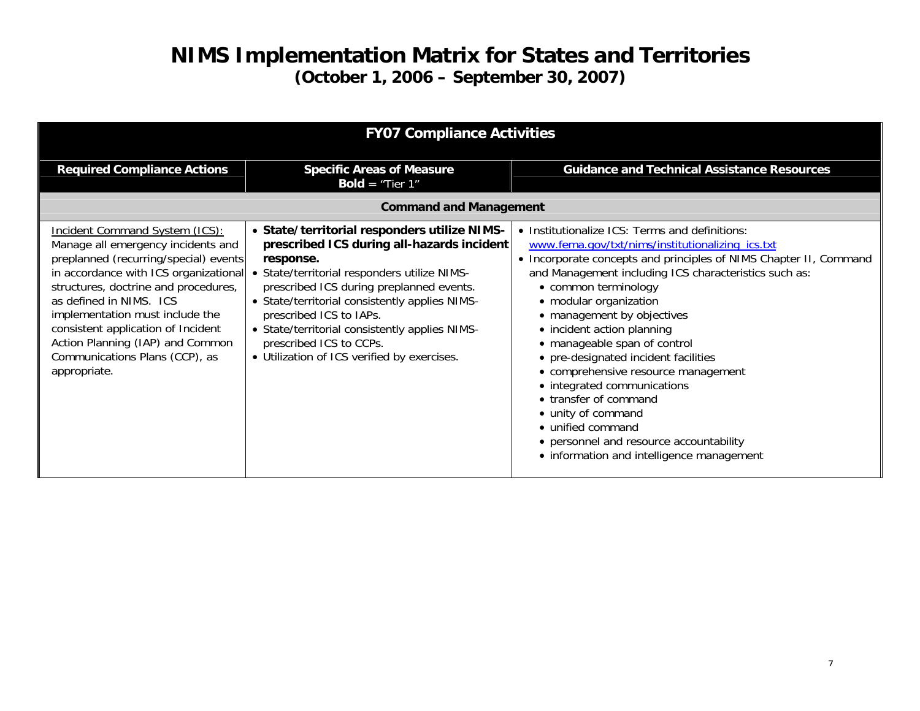# NIMS Implementation Matrix for States and Territories

## (October 1, 2006 – September 30, 2007)

| FY07 Compliance Activities | | |
|---|---|---|
| **Required Compliance Actions** | **Specific Areas of Measure**<br>**Bold** = "Tier 1" | **Guidance and Technical Assistance Resources** |
| **Command and Management** | | |
| Incident Command System (ICS):<br>Manage all emergency incidents and preplanned (recurring/special) events in accordance with ICS organizational structures, doctrine and procedures, as defined in NIMS. ICS implementation must include the consistent application of Incident Action Planning (IAP) and Common Communications Plans (CCP), as appropriate. | • **State/territorial responders utilize NIMS-prescribed ICS during all-hazards incident response.**<br>• State/territorial responders utilize NIMS-prescribed ICS during preplanned events.<br>• State/territorial consistently applies NIMS-prescribed ICS to IAPs.<br>• State/territorial consistently applies NIMS-prescribed ICS to CCPs.<br>• Utilization of ICS verified by exercises. | • Institutionalize ICS: Terms and definitions: www.fema.gov/txt/nims/institutionalizing_ics.txt<br>• Incorporate concepts and principles of NIMS Chapter II, Command and Management including ICS characteristics such as:<br>• common terminology<br>• modular organization<br>• management by objectives<br>• incident action planning<br>• manageable span of control<br>• pre-designated incident facilities<br>• comprehensive resource management<br>• integrated communications<br>• transfer of command<br>• unity of command<br>• unified command<br>• personnel and resource accountability<br>• information and intelligence management |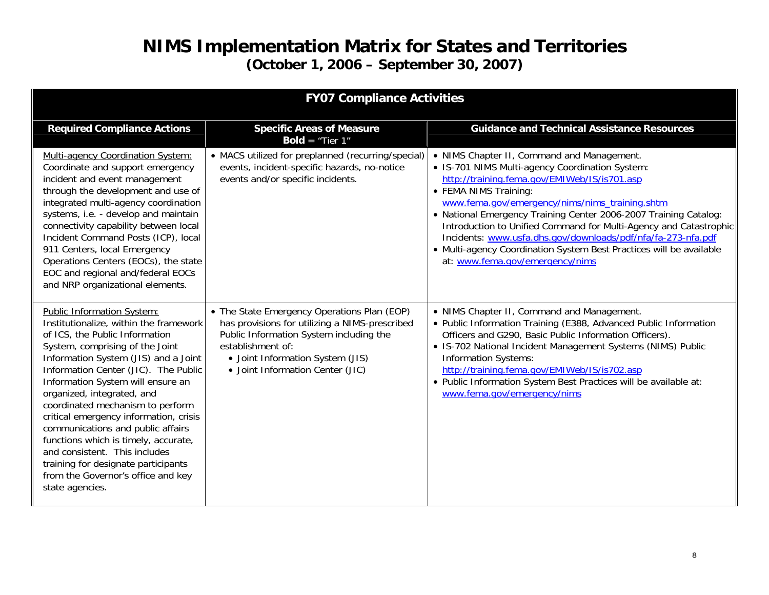# NIMS Implementation Matrix for States and Territories

## (October 1, 2006 – September 30, 2007)

| FY07 Compliance Activities | | |
|---|---|---|
| **Required Compliance Actions** | **Specific Areas of Measure** **Bold** = "Tier 1" | **Guidance and Technical Assistance Resources** |
| Multi-agency Coordination System: Coordinate and support emergency incident and event management through the development and use of integrated multi-agency coordination systems, i.e. - develop and maintain connectivity capability between local Incident Command Posts (ICP), local 911 Centers, local Emergency Operations Centers (EOCs), the state EOC and regional and/federal EOCs and NRP organizational elements. | • MACS utilized for preplanned (recurring/special) events, incident-specific hazards, no-notice events and/or specific incidents. | • NIMS Chapter II, Command and Management.<br>• IS-701 NIMS Multi-agency Coordination System: http://training.fema.gov/EMIWeb/IS/is701.asp<br>• FEMA NIMS Training: www.fema.gov/emergency/nims/nims_training.shtm<br>• National Emergency Training Center 2006-2007 Training Catalog: Introduction to Unified Command for Multi-Agency and Catastrophic Incidents: www.usfa.dhs.gov/downloads/pdf/nfa/fa-273-nfa.pdf<br>• Multi-agency Coordination System Best Practices will be available at: www.fema.gov/emergency/nims |
| Public Information System: Institutionalize, within the framework of ICS, the Public Information System, comprising of the Joint Information System (JIS) and a Joint Information Center (JIC). The Public Information System will ensure an organized, integrated, and coordinated mechanism to perform critical emergency information, crisis communications and public affairs functions which is timely, accurate, and consistent. This includes training for designate participants from the Governor's office and key state agencies. | • The State Emergency Operations Plan (EOP) has provisions for utilizing a NIMS-prescribed Public Information System including the establishment of:<br>&nbsp;&nbsp;• Joint Information System (JIS)<br>&nbsp;&nbsp;• Joint Information Center (JIC) | • NIMS Chapter II, Command and Management.<br>• Public Information Training (E388, Advanced Public Information Officers and G290, Basic Public Information Officers).<br>• IS-702 National Incident Management Systems (NIMS) Public Information Systems: http://training.fema.gov/EMIWeb/IS/is702.asp<br>• Public Information System Best Practices will be available at: www.fema.gov/emergency/nims |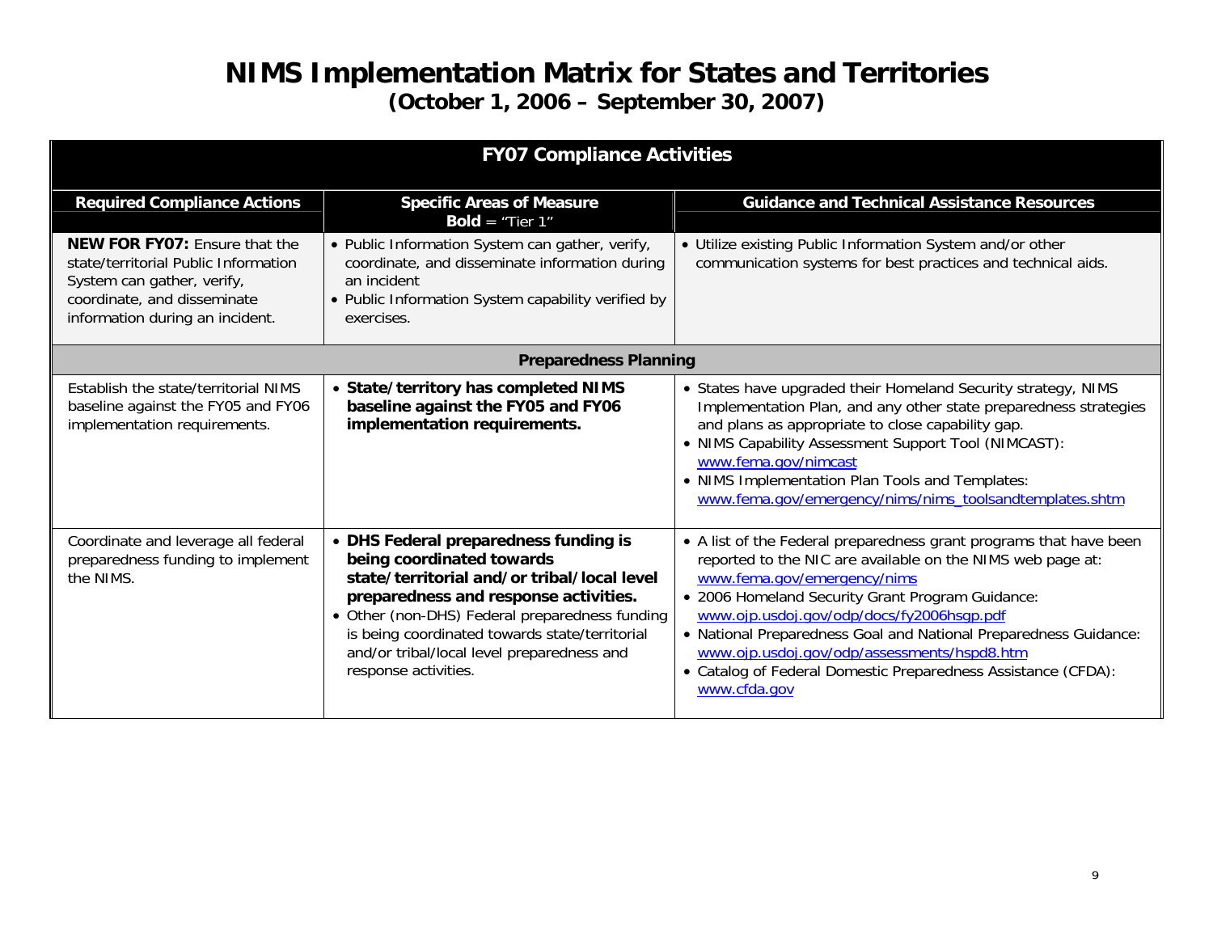# NIMS Implementation Matrix for States and Territories

## (October 1, 2006 – September 30, 2007)

| FY07 Compliance Activities | | |
|---|---|---|
| **Required Compliance Actions** | **Specific Areas of Measure** **Bold** = "Tier 1" | **Guidance and Technical Assistance Resources** |
| **NEW FOR FY07:** Ensure that the state/territorial Public Information System can gather, verify, coordinate, and disseminate information during an incident. | • Public Information System can gather, verify, coordinate, and disseminate information during an incident<br>• Public Information System capability verified by exercises. | • Utilize existing Public Information System and/or other communication systems for best practices and technical aids. |
| **Preparedness Planning** | | |
| Establish the state/territorial NIMS baseline against the FY05 and FY06 implementation requirements. | • **State/territory has completed NIMS baseline against the FY05 and FY06 implementation requirements.** | • States have upgraded their Homeland Security strategy, NIMS Implementation Plan, and any other state preparedness strategies and plans as appropriate to close capability gap.<br>• NIMS Capability Assessment Support Tool (NIMCAST): www.fema.gov/nimcast<br>• NIMS Implementation Plan Tools and Templates: www.fema.gov/emergency/nims/nims_toolsandtemplates.shtm |
| Coordinate and leverage all federal preparedness funding to implement the NIMS. | • **DHS Federal preparedness funding is being coordinated towards state/territorial and/or tribal/local level preparedness and response activities.**<br>• Other (non-DHS) Federal preparedness funding is being coordinated towards state/territorial and/or tribal/local level preparedness and response activities. | • A list of the Federal preparedness grant programs that have been reported to the NIC are available on the NIMS web page at: www.fema.gov/emergency/nims<br>• 2006 Homeland Security Grant Program Guidance: www.ojp.usdoj.gov/odp/docs/fy2006hsgp.pdf<br>• National Preparedness Goal and National Preparedness Guidance: www.ojp.usdoj.gov/odp/assessments/hspd8.htm<br>• Catalog of Federal Domestic Preparedness Assistance (CFDA): www.cfda.gov |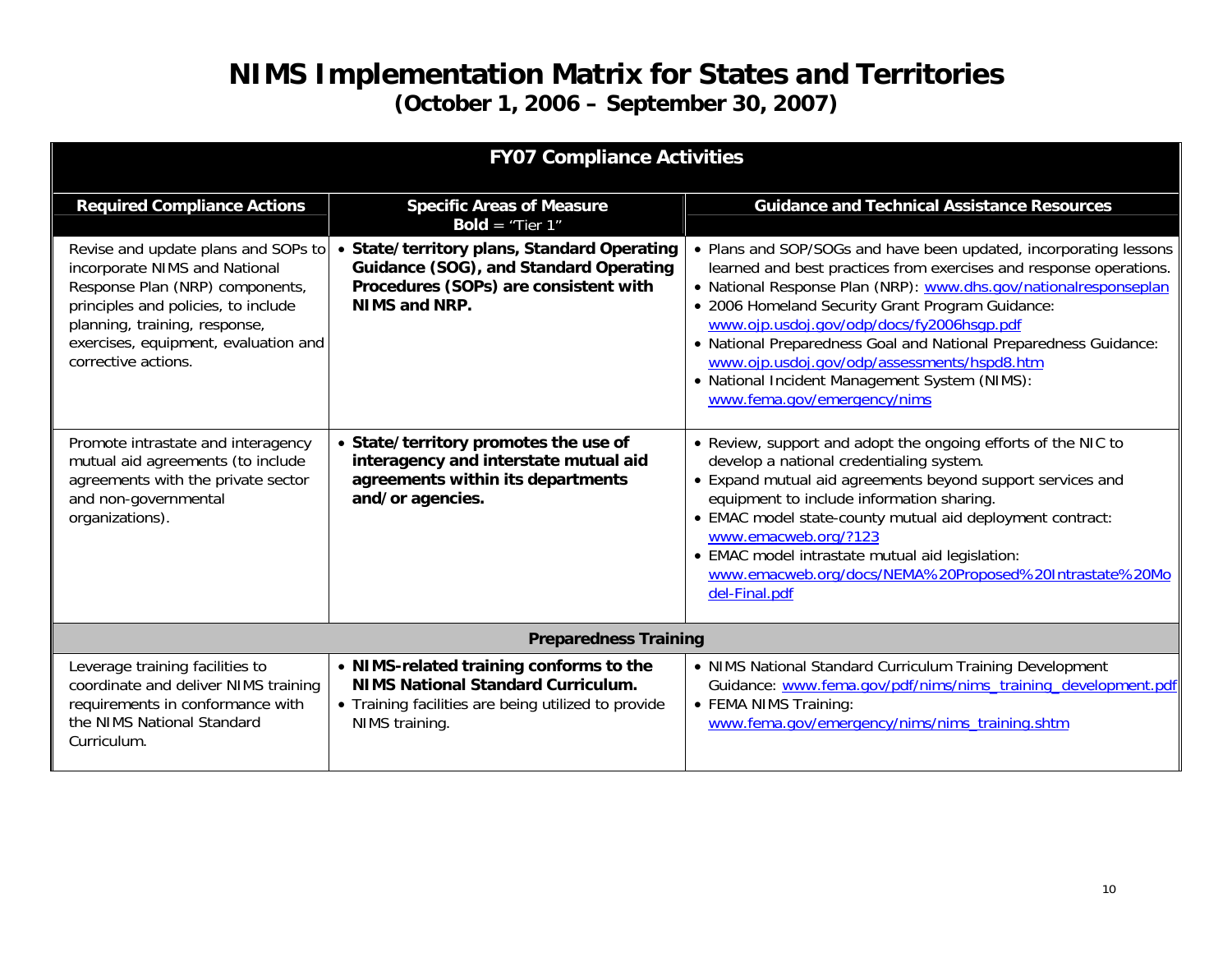# NIMS Implementation Matrix for States and Territories

## (October 1, 2006 – September 30, 2007)

| FY07 Compliance Activities | | |
|---|---|---|
| **Required Compliance Actions** | **Specific Areas of Measure**<br>**Bold** = "Tier 1" | **Guidance and Technical Assistance Resources** |
| Revise and update plans and SOPs to incorporate NIMS and National Response Plan (NRP) components, principles and policies, to include planning, training, response, exercises, equipment, evaluation and corrective actions. | • **State/territory plans, Standard Operating Guidance (SOG), and Standard Operating Procedures (SOPs) are consistent with NIMS and NRP.** | • Plans and SOP/SOGs and have been updated, incorporating lessons learned and best practices from exercises and response operations.<br>• National Response Plan (NRP): www.dhs.gov/nationalresponseplan<br>• 2006 Homeland Security Grant Program Guidance: www.ojp.usdoj.gov/odp/docs/fy2006hsgp.pdf<br>• National Preparedness Goal and National Preparedness Guidance: www.ojp.usdoj.gov/odp/assessments/hspd8.htm<br>• National Incident Management System (NIMS): www.fema.gov/emergency/nims |
| Promote intrastate and interagency mutual aid agreements (to include agreements with the private sector and non-governmental organizations). | • **State/territory promotes the use of interagency and interstate mutual aid agreements within its departments and/or agencies.** | • Review, support and adopt the ongoing efforts of the NIC to develop a national credentialing system.<br>• Expand mutual aid agreements beyond support services and equipment to include information sharing.<br>• EMAC model state-county mutual aid deployment contract: www.emacweb.org/?123<br>• EMAC model intrastate mutual aid legislation: www.emacweb.org/docs/NEMA%20Proposed%20Intrastate%20Model-Final.pdf |
| **Preparedness Training** | | |
| Leverage training facilities to coordinate and deliver NIMS training requirements in conformance with the NIMS National Standard Curriculum. | • **NIMS-related training conforms to the NIMS National Standard Curriculum.**<br>• Training facilities are being utilized to provide NIMS training. | • NIMS National Standard Curriculum Training Development Guidance: www.fema.gov/pdf/nims/nims_training_development.pdf<br>• FEMA NIMS Training: www.fema.gov/emergency/nims/nims_training.shtm |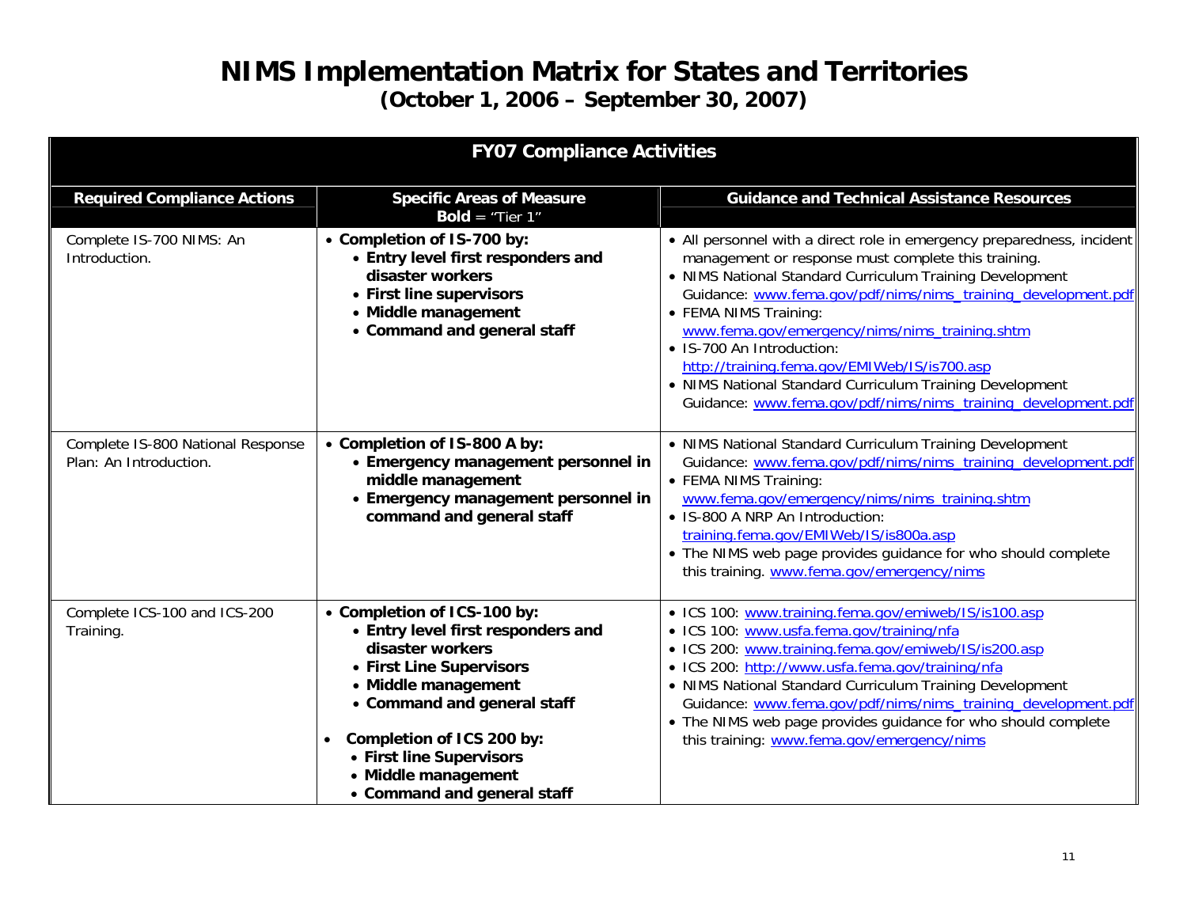# NIMS Implementation Matrix for States and Territories

## (October 1, 2006 – September 30, 2007)

| FY07 Compliance Activities | | |
|---|---|---|
| **Required Compliance Actions** | **Specific Areas of Measure**<br>**Bold** = "Tier 1" | **Guidance and Technical Assistance Resources** |
| Complete IS-700 NIMS: An Introduction. | • **Completion of IS-700 by:**<br>  • **Entry level first responders and disaster workers**<br>  • **First line supervisors**<br>  • **Middle management**<br>  • **Command and general staff** | • All personnel with a direct role in emergency preparedness, incident management or response must complete this training.<br>• NIMS National Standard Curriculum Training Development Guidance: www.fema.gov/pdf/nims/nims_training_development.pdf<br>• FEMA NIMS Training: www.fema.gov/emergency/nims/nims_training.shtm<br>• IS-700 An Introduction: http://training.fema.gov/EMIWeb/IS/is700.asp<br>• NIMS National Standard Curriculum Training Development Guidance: www.fema.gov/pdf/nims/nims_training_development.pdf |
| Complete IS-800 National Response Plan: An Introduction. | • **Completion of IS-800 A by:**<br>  • **Emergency management personnel in middle management**<br>  • **Emergency management personnel in command and general staff** | • NIMS National Standard Curriculum Training Development Guidance: www.fema.gov/pdf/nims/nims_training_development.pdf<br>• FEMA NIMS Training: www.fema.gov/emergency/nims/nims_training.shtm<br>• IS-800 A NRP An Introduction: training.fema.gov/EMIWeb/IS/is800a.asp<br>• The NIMS web page provides guidance for who should complete this training. www.fema.gov/emergency/nims |
| Complete ICS-100 and ICS-200 Training. | • **Completion of ICS-100 by:**<br>  • **Entry level first responders and disaster workers**<br>  • **First Line Supervisors**<br>  • **Middle management**<br>  • **Command and general staff**<br><br>• **Completion of ICS 200 by:**<br>  • **First line Supervisors**<br>  • **Middle management**<br>  • **Command and general staff** | • ICS 100: www.training.fema.gov/emiweb/IS/is100.asp<br>• ICS 100: www.usfa.fema.gov/training/nfa<br>• ICS 200: www.training.fema.gov/emiweb/IS/is200.asp<br>• ICS 200: http://www.usfa.fema.gov/training/nfa<br>• NIMS National Standard Curriculum Training Development Guidance: www.fema.gov/pdf/nims/nims_training_development.pdf<br>• The NIMS web page provides guidance for who should complete this training: www.fema.gov/emergency/nims |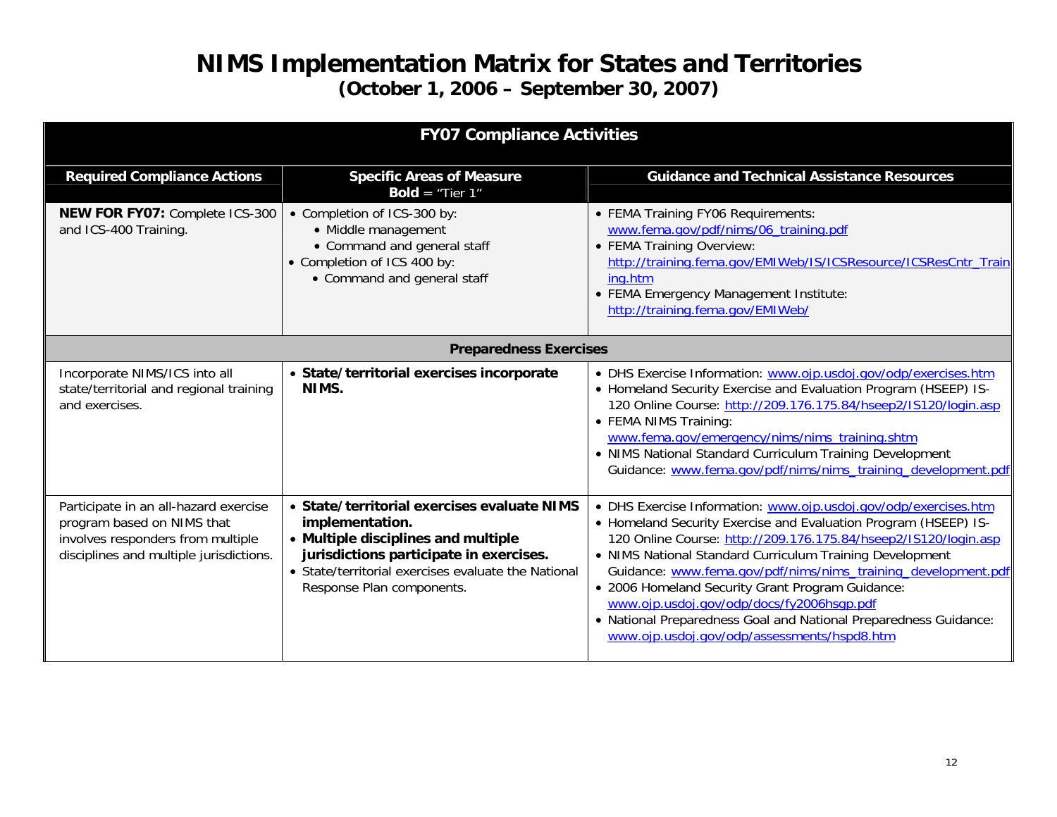# NIMS Implementation Matrix for States and Territories

## (October 1, 2006 – September 30, 2007)

| FY07 Compliance Activities | | |
|---|---|---|
| **Required Compliance Actions** | **Specific Areas of Measure**<br>**Bold** = "Tier 1" | **Guidance and Technical Assistance Resources** |
| **NEW FOR FY07:** Complete ICS-300 and ICS-400 Training. | • Completion of ICS-300 by:<br>  • Middle management<br>  • Command and general staff<br>• Completion of ICS 400 by:<br>  • Command and general staff | • FEMA Training FY06 Requirements: www.fema.gov/pdf/nims/06_training.pdf<br>• FEMA Training Overview: http://training.fema.gov/EMIWeb/IS/ICSResource/ICSResCntr_Training.htm<br>• FEMA Emergency Management Institute: http://training.fema.gov/EMIWeb/ |
| **Preparedness Exercises** | | |
| Incorporate NIMS/ICS into all state/territorial and regional training and exercises. | • **State/territorial exercises incorporate NIMS.** | • DHS Exercise Information: www.ojp.usdoj.gov/odp/exercises.htm<br>• Homeland Security Exercise and Evaluation Program (HSEEP) IS-120 Online Course: http://209.176.175.84/hseep2/IS120/login.asp<br>• FEMA NIMS Training: www.fema.gov/emergency/nims/nims_training.shtm<br>• NIMS National Standard Curriculum Training Development Guidance: www.fema.gov/pdf/nims/nims_training_development.pdf |
| Participate in an all-hazard exercise program based on NIMS that involves responders from multiple disciplines and multiple jurisdictions. | • **State/territorial exercises evaluate NIMS implementation.**<br>• **Multiple disciplines and multiple jurisdictions participate in exercises.**<br>• State/territorial exercises evaluate the National Response Plan components. | • DHS Exercise Information: www.ojp.usdoj.gov/odp/exercises.htm<br>• Homeland Security Exercise and Evaluation Program (HSEEP) IS-120 Online Course: http://209.176.175.84/hseep2/IS120/login.asp<br>• NIMS National Standard Curriculum Training Development Guidance: www.fema.gov/pdf/nims/nims_training_development.pdf<br>• 2006 Homeland Security Grant Program Guidance: www.ojp.usdoj.gov/odp/docs/fy2006hsgp.pdf<br>• National Preparedness Goal and National Preparedness Guidance: www.ojp.usdoj.gov/odp/assessments/hspd8.htm |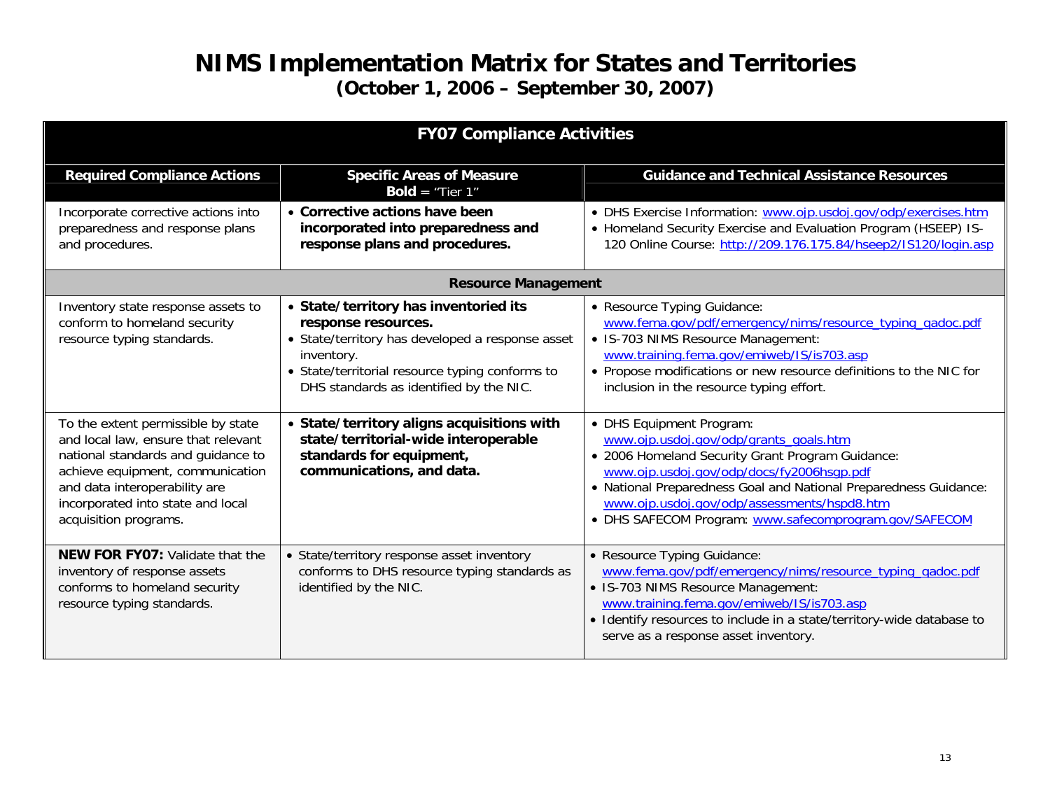# NIMS Implementation Matrix for States and Territories

## (October 1, 2006 – September 30, 2007)

| FY07 Compliance Activities | | |
|---|---|---|
| **Required Compliance Actions** | **Specific Areas of Measure** **Bold** = "Tier 1" | **Guidance and Technical Assistance Resources** |
| Incorporate corrective actions into preparedness and response plans and procedures. | • **Corrective actions have been incorporated into preparedness and response plans and procedures.** | • DHS Exercise Information: www.ojp.usdoj.gov/odp/exercises.htm<br>• Homeland Security Exercise and Evaluation Program (HSEEP) IS-120 Online Course: http://209.176.175.84/hseep2/IS120/login.asp |
| **Resource Management** | | |
| Inventory state response assets to conform to homeland security resource typing standards. | • **State/territory has inventoried its response resources.**<br>• State/territory has developed a response asset inventory.<br>• State/territorial resource typing conforms to DHS standards as identified by the NIC. | • Resource Typing Guidance: www.fema.gov/pdf/emergency/nims/resource_typing_qadoc.pdf<br>• IS-703 NIMS Resource Management: www.training.fema.gov/emiweb/IS/is703.asp<br>• Propose modifications or new resource definitions to the NIC for inclusion in the resource typing effort. |
| To the extent permissible by state and local law, ensure that relevant national standards and guidance to achieve equipment, communication and data interoperability are incorporated into state and local acquisition programs. | • **State/territory aligns acquisitions with state/territorial-wide interoperable standards for equipment, communications, and data.** | • DHS Equipment Program: www.ojp.usdoj.gov/odp/grants_goals.htm<br>• 2006 Homeland Security Grant Program Guidance: www.ojp.usdoj.gov/odp/docs/fy2006hsgp.pdf<br>• National Preparedness Goal and National Preparedness Guidance: www.ojp.usdoj.gov/odp/assessments/hspd8.htm<br>• DHS SAFECOM Program: www.safecomprogram.gov/SAFECOM |
| **NEW FOR FY07:** Validate that the inventory of response assets conforms to homeland security resource typing standards. | • State/territory response asset inventory conforms to DHS resource typing standards as identified by the NIC. | • Resource Typing Guidance: www.fema.gov/pdf/emergency/nims/resource_typing_qadoc.pdf<br>• IS-703 NIMS Resource Management: www.training.fema.gov/emiweb/IS/is703.asp<br>• Identify resources to include in a state/territory-wide database to serve as a response asset inventory. |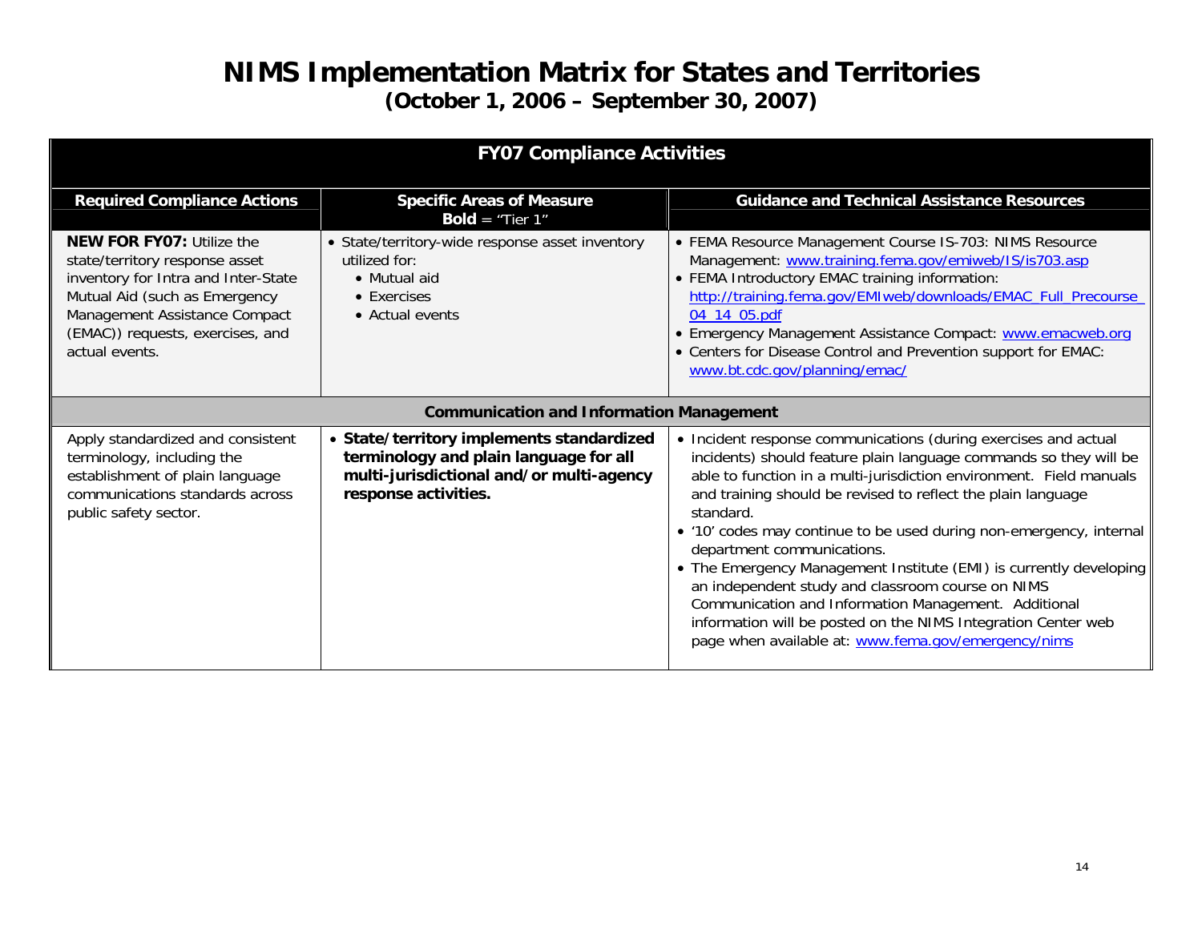# NIMS Implementation Matrix for States and Territories

## (October 1, 2006 – September 30, 2007)

| FY07 Compliance Activities | | |
|---|---|---|
| **Required Compliance Actions** | **Specific Areas of Measure**<br>**Bold** = "Tier 1" | **Guidance and Technical Assistance Resources** |
| **NEW FOR FY07:** Utilize the state/territory response asset inventory for Intra and Inter-State Mutual Aid (such as Emergency Management Assistance Compact (EMAC)) requests, exercises, and actual events. | • State/territory-wide response asset inventory utilized for:<br>• Mutual aid<br>• Exercises<br>• Actual events | • FEMA Resource Management Course IS-703: NIMS Resource Management: www.training.fema.gov/emiweb/IS/is703.asp<br>• FEMA Introductory EMAC training information: http://training.fema.gov/EMIweb/downloads/EMAC_Full_Precourse_04_14_05.pdf<br>• Emergency Management Assistance Compact: www.emacweb.org<br>• Centers for Disease Control and Prevention support for EMAC: www.bt.cdc.gov/planning/emac/ |
| **Communication and Information Management** | | |
| Apply standardized and consistent terminology, including the establishment of plain language communications standards across public safety sector. | • **State/territory implements standardized terminology and plain language for all multi-jurisdictional and/or multi-agency response activities.** | • Incident response communications (during exercises and actual incidents) should feature plain language commands so they will be able to function in a multi-jurisdiction environment. Field manuals and training should be revised to reflect the plain language standard.<br>• '10' codes may continue to be used during non-emergency, internal department communications.<br>• The Emergency Management Institute (EMI) is currently developing an independent study and classroom course on NIMS Communication and Information Management. Additional information will be posted on the NIMS Integration Center web page when available at: www.fema.gov/emergency/nims |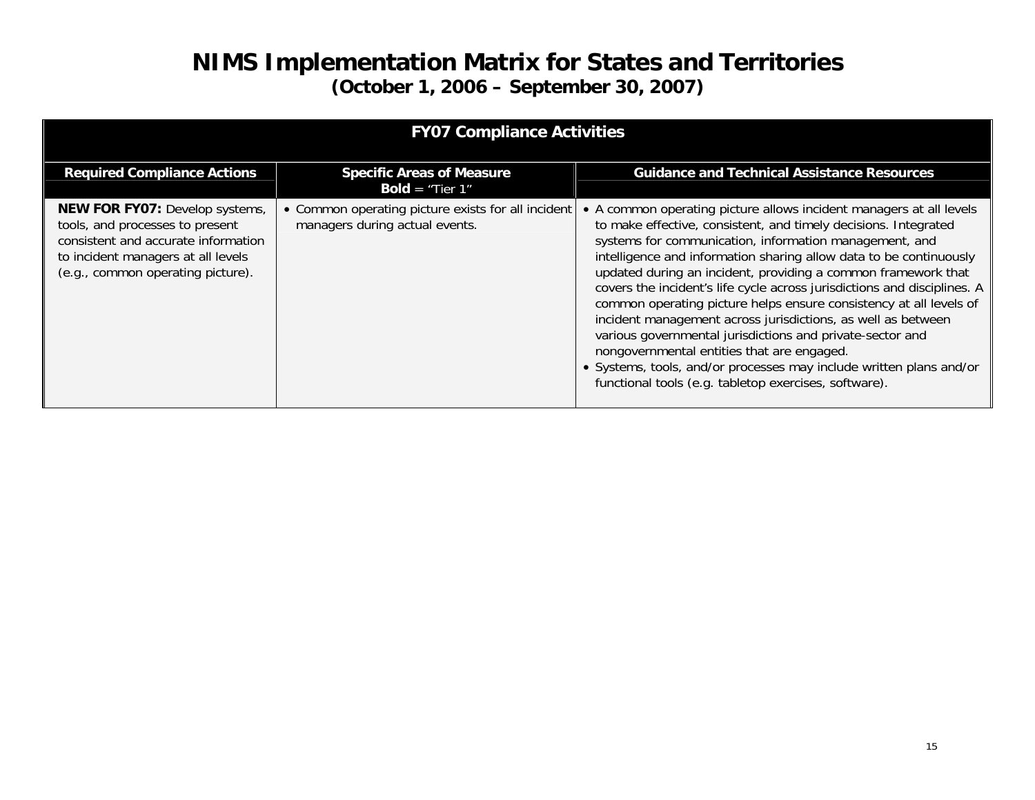# NIMS Implementation Matrix for States and Territories

## (October 1, 2006 – September 30, 2007)

| FY07 Compliance Activities | | |
|---|---|---|
| **Required Compliance Actions** | **Specific Areas of Measure**<br>**Bold** = "Tier 1" | **Guidance and Technical Assistance Resources** |
| **NEW FOR FY07:** Develop systems, tools, and processes to present consistent and accurate information to incident managers at all levels (e.g., common operating picture). | • Common operating picture exists for all incident managers during actual events. | • A common operating picture allows incident managers at all levels to make effective, consistent, and timely decisions. Integrated systems for communication, information management, and intelligence and information sharing allow data to be continuously updated during an incident, providing a common framework that covers the incident's life cycle across jurisdictions and disciplines. A common operating picture helps ensure consistency at all levels of incident management across jurisdictions, as well as between various governmental jurisdictions and private-sector and nongovernmental entities that are engaged.<br>• Systems, tools, and/or processes may include written plans and/or functional tools (e.g. tabletop exercises, software). |